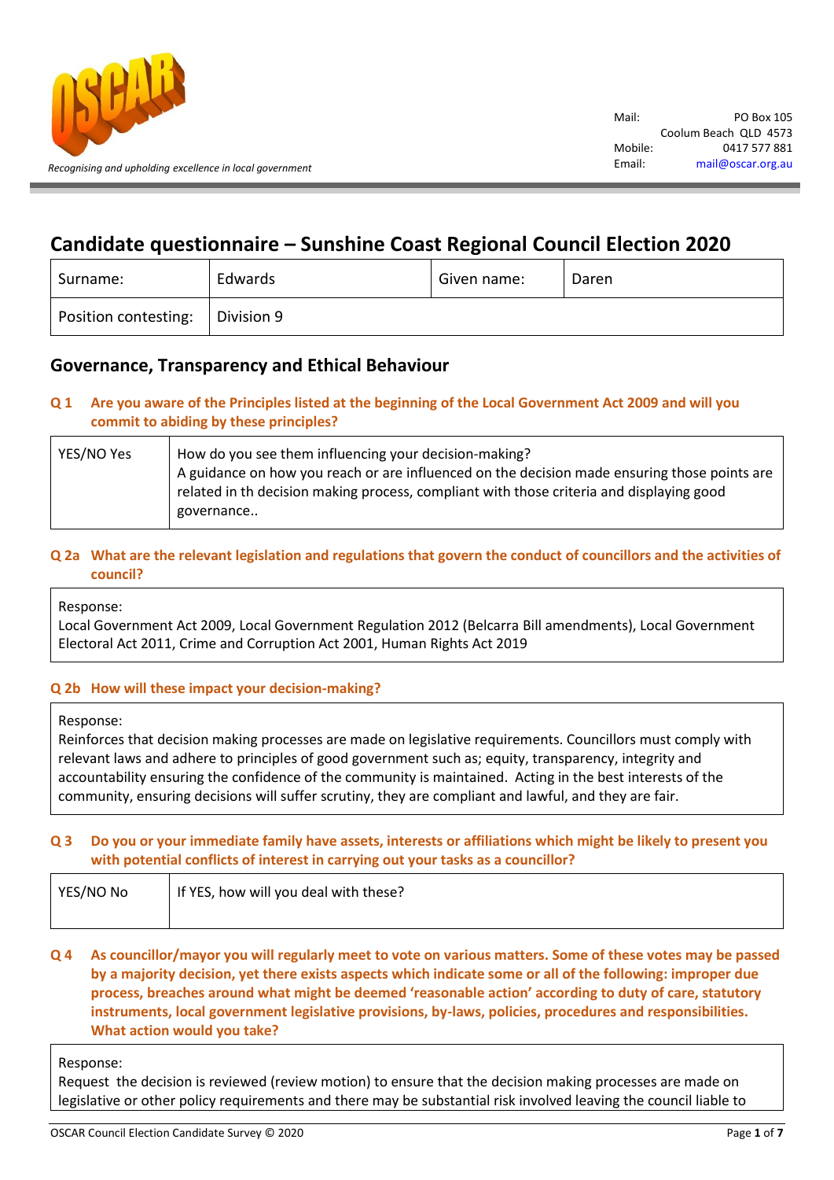OSCAR

*Recognising and upholding excellence in local government*

Mail: PO Box 105
Coolum Beach QLD 4573
Mobile: 0417 577 881
Email: mail@oscar.org.au

# Candidate questionnaire – Sunshine Coast Regional Council Election 2020

| Surname: | Edwards | Given name: | Daren |
|---|---|---|---|
| Position contesting: | Division 9 | | |

## Governance, Transparency and Ethical Behaviour

**Q 1 Are you aware of the Principles listed at the beginning of the Local Government Act 2009 and will you commit to abiding by these principles?**

| YES/NO Yes | How do you see them influencing your decision-making?<br>A guidance on how you reach or are influenced on the decision made ensuring those points are related in th decision making process, compliant with those criteria and displaying good governance.. |
|---|---|

**Q 2a What are the relevant legislation and regulations that govern the conduct of councillors and the activities of council?**

Response:
Local Government Act 2009, Local Government Regulation 2012 (Belcarra Bill amendments), Local Government Electoral Act 2011, Crime and Corruption Act 2001, Human Rights Act 2019

**Q 2b How will these impact your decision-making?**

Response:
Reinforces that decision making processes are made on legislative requirements. Councillors must comply with relevant laws and adhere to principles of good government such as; equity, transparency, integrity and accountability ensuring the confidence of the community is maintained. Acting in the best interests of the community, ensuring decisions will suffer scrutiny, they are compliant and lawful, and they are fair.

**Q 3 Do you or your immediate family have assets, interests or affiliations which might be likely to present you with potential conflicts of interest in carrying out your tasks as a councillor?**

| YES/NO No | If YES, how will you deal with these? |
|---|---|

**Q 4 As councillor/mayor you will regularly meet to vote on various matters. Some of these votes may be passed by a majority decision, yet there exists aspects which indicate some or all of the following: improper due process, breaches around what might be deemed 'reasonable action' according to duty of care, statutory instruments, local government legislative provisions, by-laws, policies, procedures and responsibilities. What action would you take?**

Response:
Request the decision is reviewed (review motion) to ensure that the decision making processes are made on legislative or other policy requirements and there may be substantial risk involved leaving the council liable to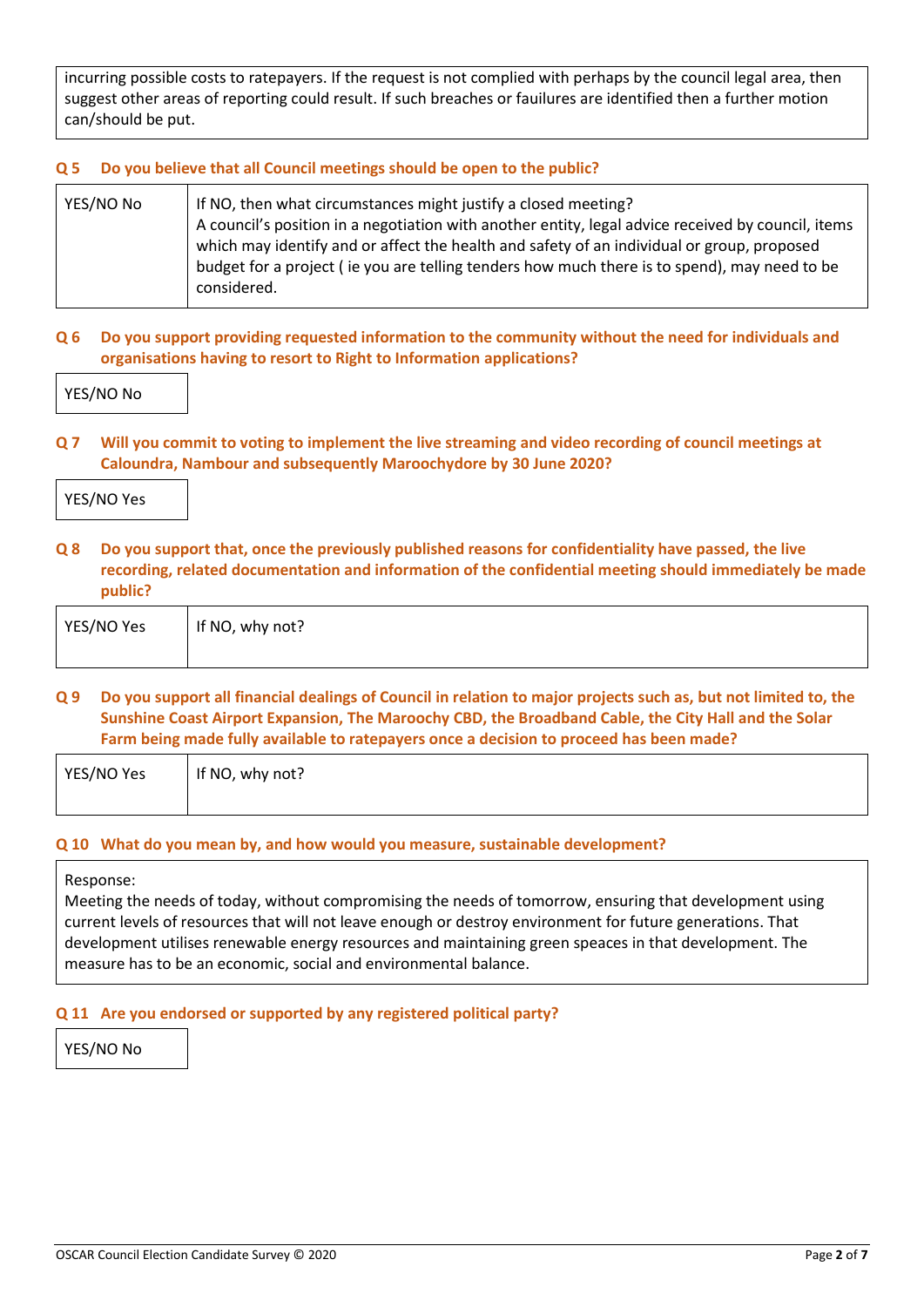incurring possible costs to ratepayers. If the request is not complied with perhaps by the council legal area, then suggest other areas of reporting could result. If such breaches or fauilures are identified then a further motion can/should be put.

**Q 5 Do you believe that all Council meetings should be open to the public?**

| YES/NO No | If NO, then what circumstances might justify a closed meeting? A council's position in a negotiation with another entity, legal advice received by council, items which may identify and or affect the health and safety of an individual or group, proposed budget for a project ( ie you are telling tenders how much there is to spend), may need to be considered. |
|---|---|

**Q 6 Do you support providing requested information to the community without the need for individuals and organisations having to resort to Right to Information applications?**

| YES/NO No |
|---|

**Q 7 Will you commit to voting to implement the live streaming and video recording of council meetings at Caloundra, Nambour and subsequently Maroochydore by 30 June 2020?**

| YES/NO Yes |
|---|

**Q 8 Do you support that, once the previously published reasons for confidentiality have passed, the live recording, related documentation and information of the confidential meeting should immediately be made public?**

| YES/NO Yes | If NO, why not? |
|---|---|

**Q 9 Do you support all financial dealings of Council in relation to major projects such as, but not limited to, the Sunshine Coast Airport Expansion, The Maroochy CBD, the Broadband Cable, the City Hall and the Solar Farm being made fully available to ratepayers once a decision to proceed has been made?**

| YES/NO Yes | If NO, why not? |
|---|---|

**Q 10 What do you mean by, and how would you measure, sustainable development?**

Response:
Meeting the needs of today, without compromising the needs of tomorrow, ensuring that development using current levels of resources that will not leave enough or destroy environment for future generations. That development utilises renewable energy resources and maintaining green speaces in that development. The measure has to be an economic, social and environmental balance.

**Q 11 Are you endorsed or supported by any registered political party?**

| YES/NO No |
|---|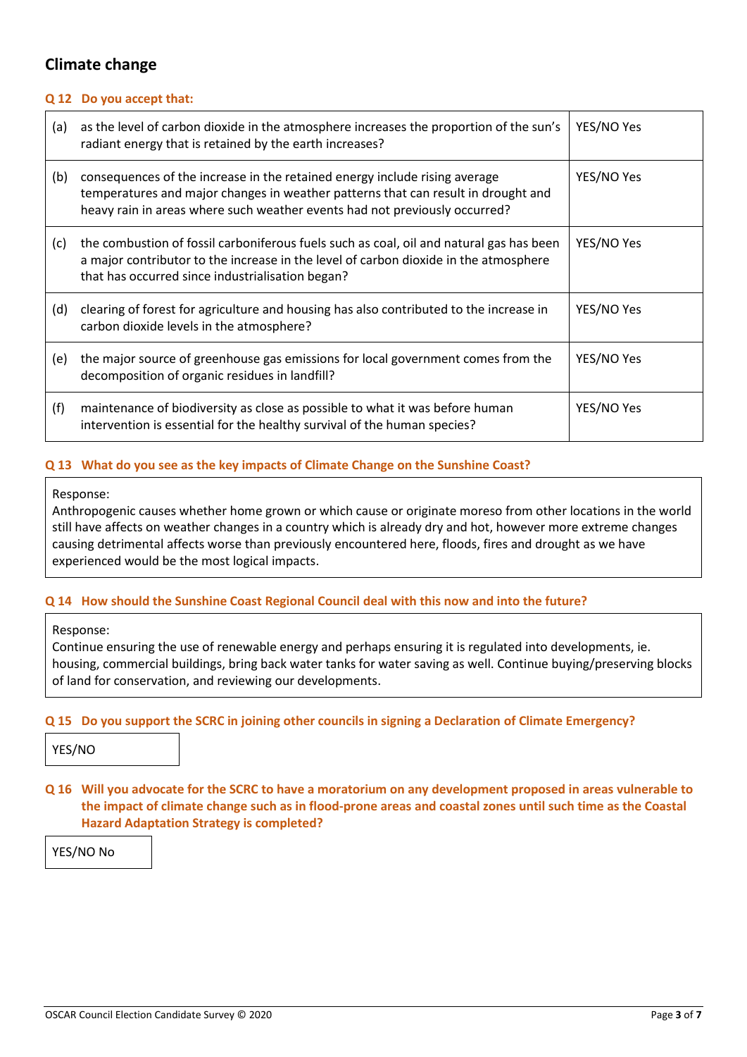## Climate change

**Q 12 Do you accept that:**

| | | |
|---|---|---|
| (a) | as the level of carbon dioxide in the atmosphere increases the proportion of the sun's radiant energy that is retained by the earth increases? | YES/NO Yes |
| (b) | consequences of the increase in the retained energy include rising average temperatures and major changes in weather patterns that can result in drought and heavy rain in areas where such weather events had not previously occurred? | YES/NO Yes |
| (c) | the combustion of fossil carboniferous fuels such as coal, oil and natural gas has been a major contributor to the increase in the level of carbon dioxide in the atmosphere that has occurred since industrialisation began? | YES/NO Yes |
| (d) | clearing of forest for agriculture and housing has also contributed to the increase in carbon dioxide levels in the atmosphere? | YES/NO Yes |
| (e) | the major source of greenhouse gas emissions for local government comes from the decomposition of organic residues in landfill? | YES/NO Yes |
| (f) | maintenance of biodiversity as close as possible to what it was before human intervention is essential for the healthy survival of the human species? | YES/NO Yes |

**Q 13 What do you see as the key impacts of Climate Change on the Sunshine Coast?**

Response:
Anthropogenic causes whether home grown or which cause or originate moreso from other locations in the world still have affects on weather changes in a country which is already dry and hot, however more extreme changes causing detrimental affects worse than previously encountered here, floods, fires and drought as we have experienced would be the most logical impacts.

**Q 14 How should the Sunshine Coast Regional Council deal with this now and into the future?**

Response:
Continue ensuring the use of renewable energy and perhaps ensuring it is regulated into developments, ie. housing, commercial buildings, bring back water tanks for water saving as well. Continue buying/preserving blocks of land for conservation, and reviewing our developments.

**Q 15 Do you support the SCRC in joining other councils in signing a Declaration of Climate Emergency?**

YES/NO

**Q 16 Will you advocate for the SCRC to have a moratorium on any development proposed in areas vulnerable to the impact of climate change such as in flood-prone areas and coastal zones until such time as the Coastal Hazard Adaptation Strategy is completed?**

YES/NO No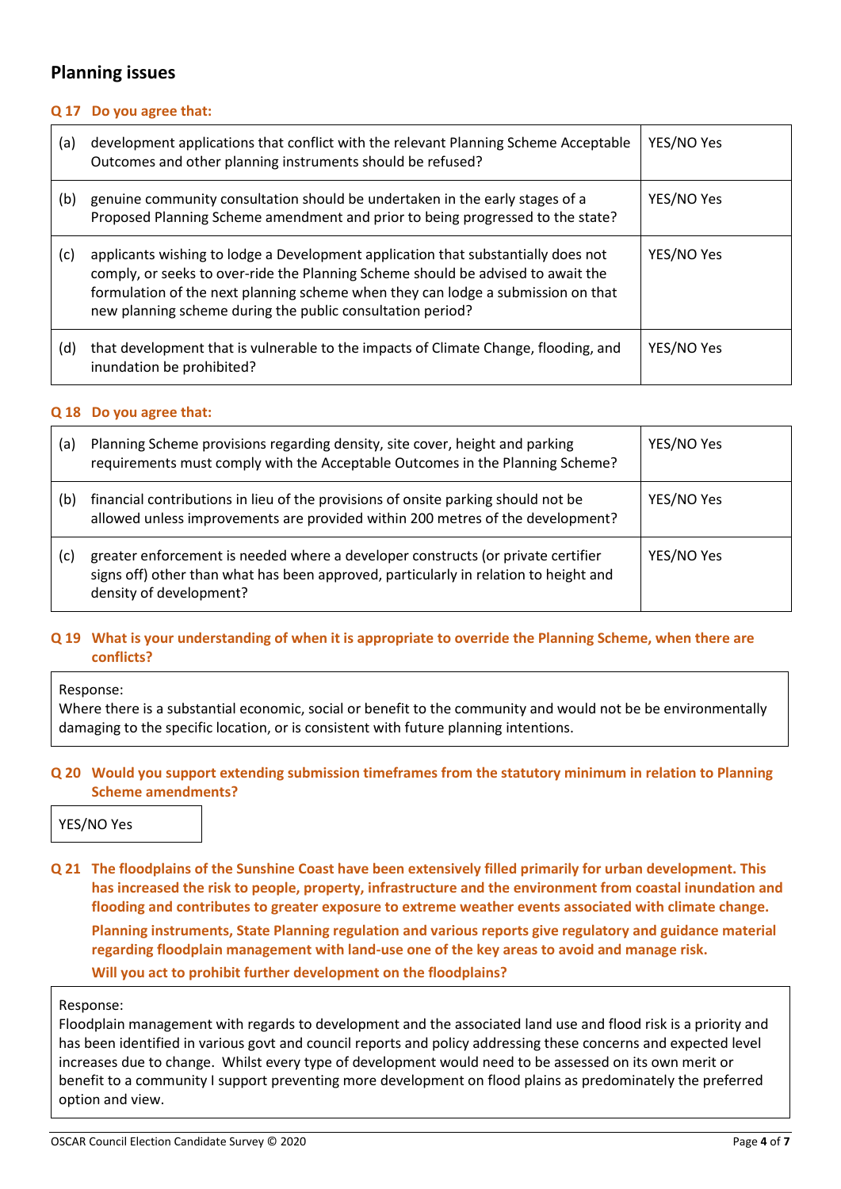## Planning issues

**Q 17 Do you agree that:**

| | | |
|---|---|---|
| (a) | development applications that conflict with the relevant Planning Scheme Acceptable Outcomes and other planning instruments should be refused? | YES/NO Yes |
| (b) | genuine community consultation should be undertaken in the early stages of a Proposed Planning Scheme amendment and prior to being progressed to the state? | YES/NO Yes |
| (c) | applicants wishing to lodge a Development application that substantially does not comply, or seeks to over-ride the Planning Scheme should be advised to await the formulation of the next planning scheme when they can lodge a submission on that new planning scheme during the public consultation period? | YES/NO Yes |
| (d) | that development that is vulnerable to the impacts of Climate Change, flooding, and inundation be prohibited? | YES/NO Yes |

**Q 18 Do you agree that:**

| | | |
|---|---|---|
| (a) | Planning Scheme provisions regarding density, site cover, height and parking requirements must comply with the Acceptable Outcomes in the Planning Scheme? | YES/NO Yes |
| (b) | financial contributions in lieu of the provisions of onsite parking should not be allowed unless improvements are provided within 200 metres of the development? | YES/NO Yes |
| (c) | greater enforcement is needed where a developer constructs (or private certifier signs off) other than what has been approved, particularly in relation to height and density of development? | YES/NO Yes |

**Q 19 What is your understanding of when it is appropriate to override the Planning Scheme, when there are conflicts?**

Response:
Where there is a substantial economic, social or benefit to the community and would not be be environmentally damaging to the specific location, or is consistent with future planning intentions.

**Q 20 Would you support extending submission timeframes from the statutory minimum in relation to Planning Scheme amendments?**

YES/NO Yes

**Q 21 The floodplains of the Sunshine Coast have been extensively filled primarily for urban development. This has increased the risk to people, property, infrastructure and the environment from coastal inundation and flooding and contributes to greater exposure to extreme weather events associated with climate change.**

**Planning instruments, State Planning regulation and various reports give regulatory and guidance material regarding floodplain management with land-use one of the key areas to avoid and manage risk.**

**Will you act to prohibit further development on the floodplains?**

Response:
Floodplain management with regards to development and the associated land use and flood risk is a priority and has been identified in various govt and council reports and policy addressing these concerns and expected level increases due to change. Whilst every type of development would need to be assessed on its own merit or benefit to a community I support preventing more development on flood plains as predominately the preferred option and view.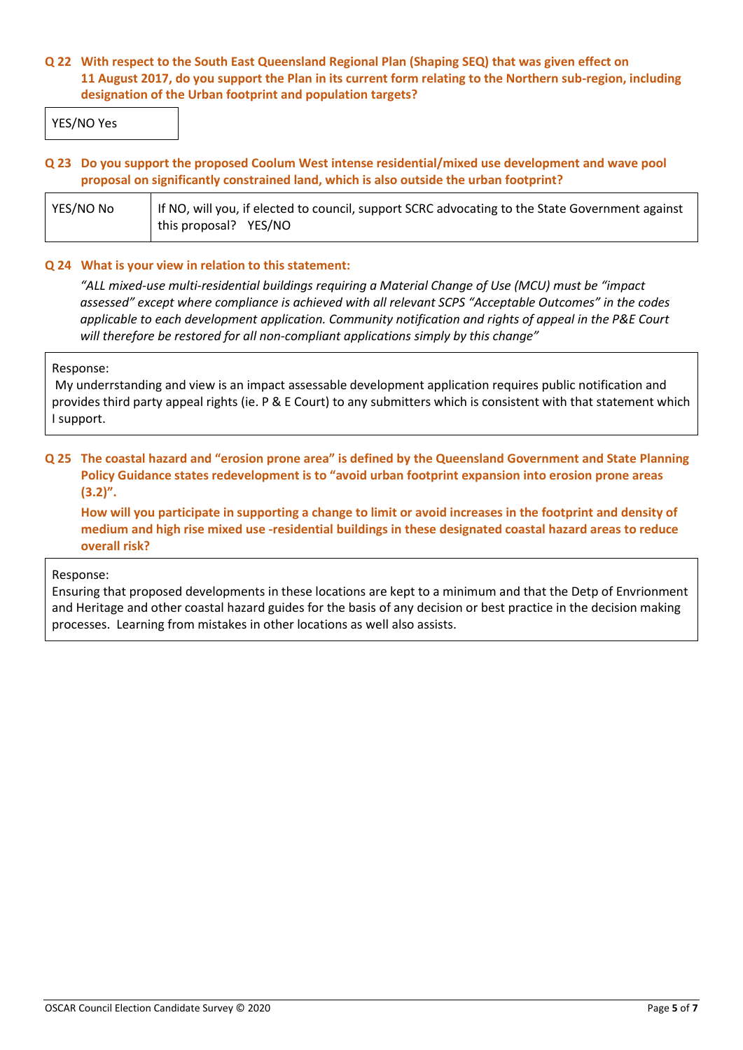**Q 22 With respect to the South East Queensland Regional Plan (Shaping SEQ) that was given effect on 11 August 2017, do you support the Plan in its current form relating to the Northern sub-region, including designation of the Urban footprint and population targets?**

| YES/NO Yes |
|---|

**Q 23 Do you support the proposed Coolum West intense residential/mixed use development and wave pool proposal on significantly constrained land, which is also outside the urban footprint?**

| YES/NO No | If NO, will you, if elected to council, support SCRC advocating to the State Government against this proposal? YES/NO |
|---|---|

**Q 24 What is your view in relation to this statement:**

*"ALL mixed-use multi-residential buildings requiring a Material Change of Use (MCU) must be "impact assessed" except where compliance is achieved with all relevant SCPS "Acceptable Outcomes" in the codes applicable to each development application. Community notification and rights of appeal in the P&E Court will therefore be restored for all non-compliant applications simply by this change"*

Response:

My underrstanding and view is an impact assessable development application requires public notification and provides third party appeal rights (ie. P & E Court) to any submitters which is consistent with that statement which I support.

**Q 25 The coastal hazard and "erosion prone area" is defined by the Queensland Government and State Planning Policy Guidance states redevelopment is to "avoid urban footprint expansion into erosion prone areas (3.2)".**

**How will you participate in supporting a change to limit or avoid increases in the footprint and density of medium and high rise mixed use -residential buildings in these designated coastal hazard areas to reduce overall risk?**

Response:

Ensuring that proposed developments in these locations are kept to a minimum and that the Detp of Envrionment and Heritage and other coastal hazard guides for the basis of any decision or best practice in the decision making processes. Learning from mistakes in other locations as well also assists.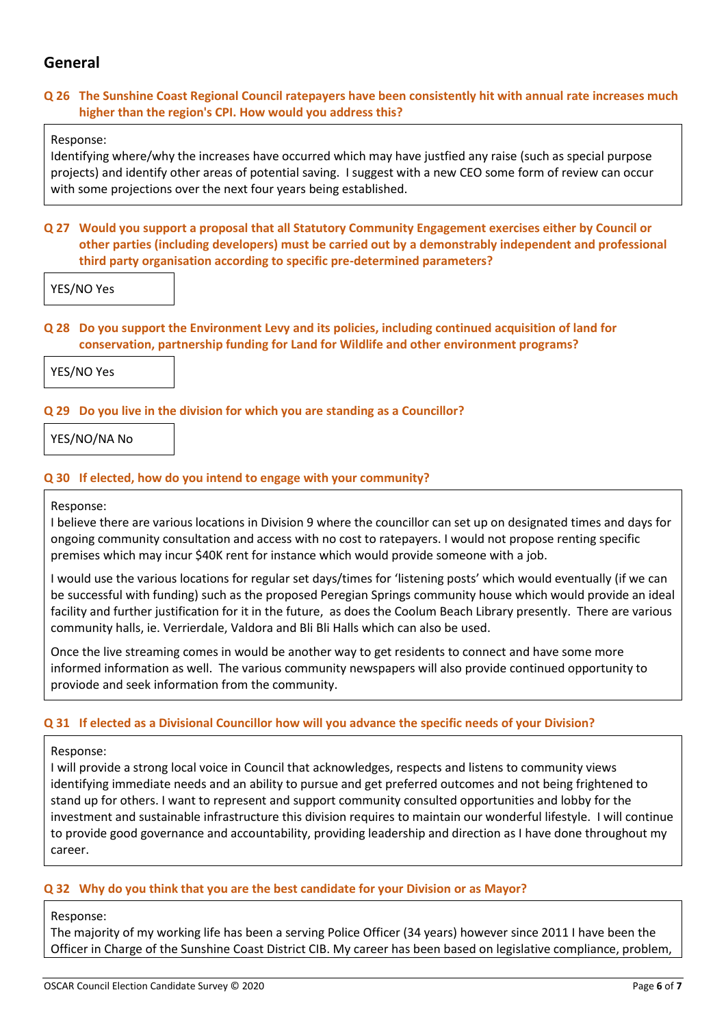## General

**Q 26 The Sunshine Coast Regional Council ratepayers have been consistently hit with annual rate increases much higher than the region's CPI. How would you address this?**

Response:
Identifying where/why the increases have occurred which may have justfied any raise (such as special purpose projects) and identify other areas of potential saving. I suggest with a new CEO some form of review can occur with some projections over the next four years being established.

**Q 27 Would you support a proposal that all Statutory Community Engagement exercises either by Council or other parties (including developers) must be carried out by a demonstrably independent and professional third party organisation according to specific pre-determined parameters?**

YES/NO Yes

**Q 28 Do you support the Environment Levy and its policies, including continued acquisition of land for conservation, partnership funding for Land for Wildlife and other environment programs?**

YES/NO Yes

**Q 29 Do you live in the division for which you are standing as a Councillor?**

YES/NO/NA No

**Q 30 If elected, how do you intend to engage with your community?**

Response:
I believe there are various locations in Division 9 where the councillor can set up on designated times and days for ongoing community consultation and access with no cost to ratepayers. I would not propose renting specific premises which may incur $40K rent for instance which would provide someone with a job.

I would use the various locations for regular set days/times for 'listening posts' which would eventually (if we can be successful with funding) such as the proposed Peregian Springs community house which would provide an ideal facility and further justification for it in the future, as does the Coolum Beach Library presently. There are various community halls, ie. Verrierdale, Valdora and Bli Bli Halls which can also be used.

Once the live streaming comes in would be another way to get residents to connect and have some more informed information as well. The various community newspapers will also provide continued opportunity to proviode and seek information from the community.

**Q 31 If elected as a Divisional Councillor how will you advance the specific needs of your Division?**

Response:
I will provide a strong local voice in Council that acknowledges, respects and listens to community views identifying immediate needs and an ability to pursue and get preferred outcomes and not being frightened to stand up for others. I want to represent and support community consulted opportunities and lobby for the investment and sustainable infrastructure this division requires to maintain our wonderful lifestyle. I will continue to provide good governance and accountability, providing leadership and direction as I have done throughout my career.

**Q 32 Why do you think that you are the best candidate for your Division or as Mayor?**

Response:
The majority of my working life has been a serving Police Officer (34 years) however since 2011 I have been the Officer in Charge of the Sunshine Coast District CIB. My career has been based on legislative compliance, problem,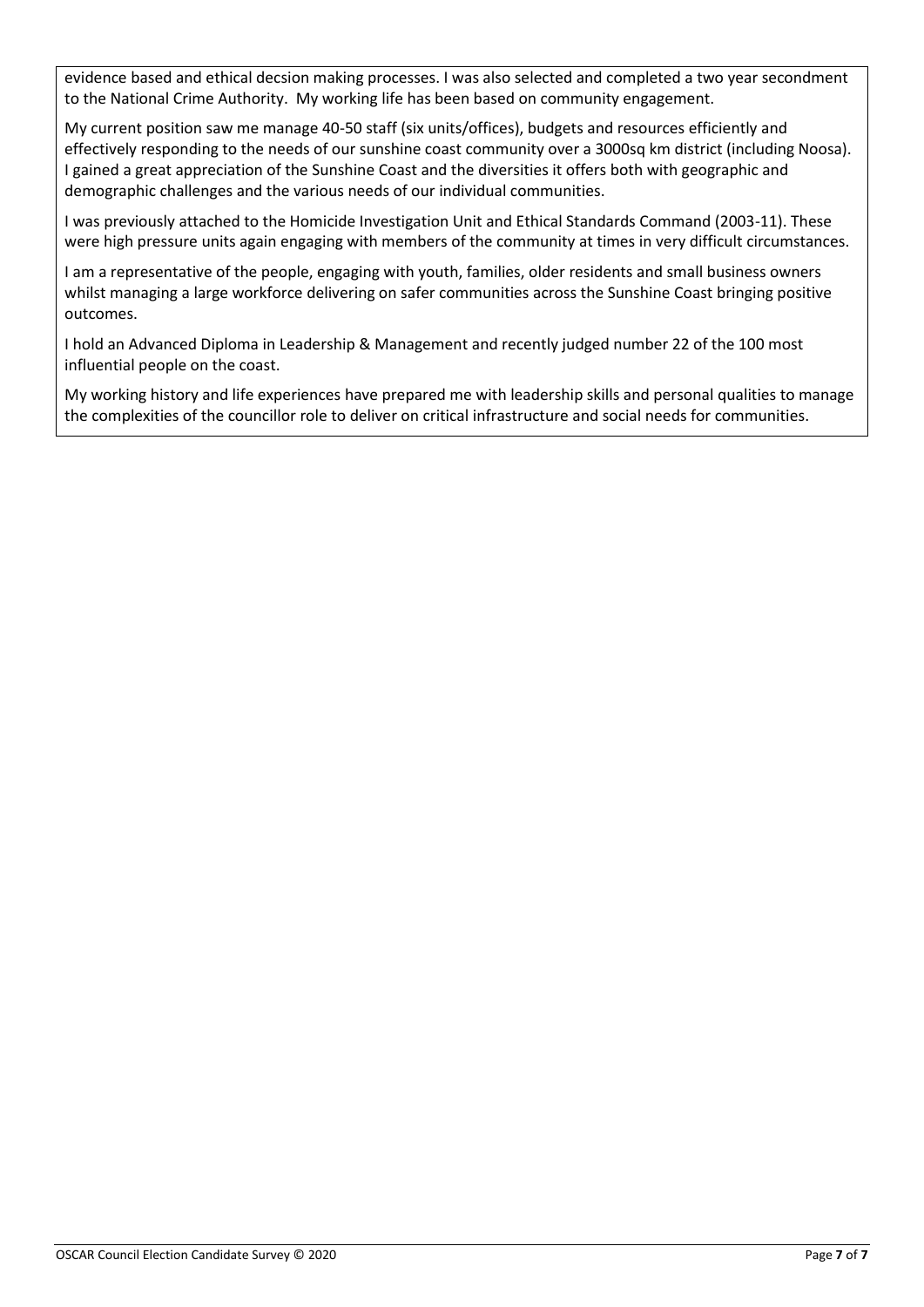evidence based and ethical decsion making processes. I was also selected and completed a two year secondment to the National Crime Authority. My working life has been based on community engagement.

My current position saw me manage 40-50 staff (six units/offices), budgets and resources efficiently and effectively responding to the needs of our sunshine coast community over a 3000sq km district (including Noosa). I gained a great appreciation of the Sunshine Coast and the diversities it offers both with geographic and demographic challenges and the various needs of our individual communities.

I was previously attached to the Homicide Investigation Unit and Ethical Standards Command (2003-11). These were high pressure units again engaging with members of the community at times in very difficult circumstances.

I am a representative of the people, engaging with youth, families, older residents and small business owners whilst managing a large workforce delivering on safer communities across the Sunshine Coast bringing positive outcomes.

I hold an Advanced Diploma in Leadership & Management and recently judged number 22 of the 100 most influential people on the coast.

My working history and life experiences have prepared me with leadership skills and personal qualities to manage the complexities of the councillor role to deliver on critical infrastructure and social needs for communities.